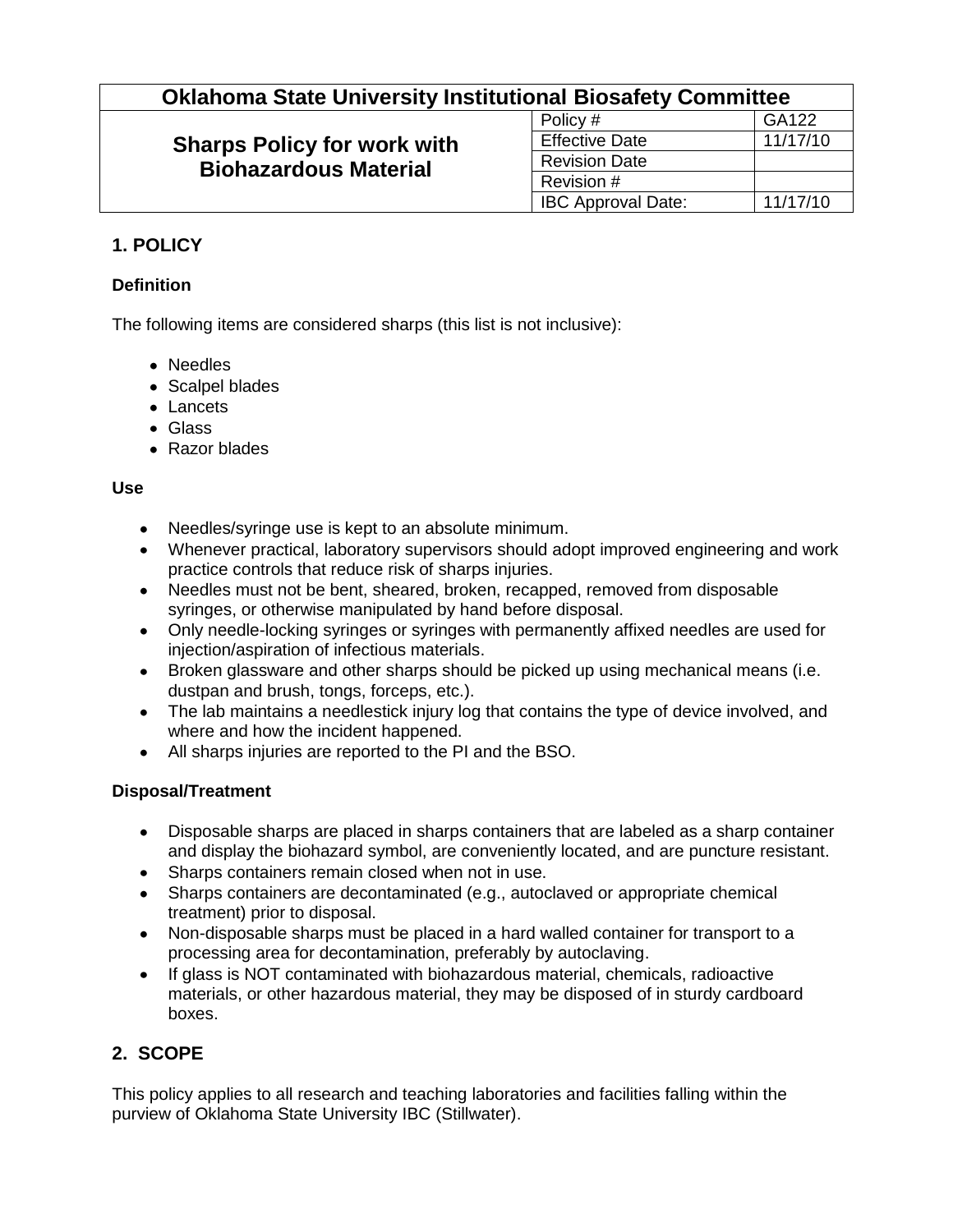| Oklahoma State University Institutional Biosafety Committee | | |
|---|---|---|
| **Sharps Policy for work with Biohazardous Material** | Policy # | GA122 |
| | Effective Date | 11/17/10 |
| | Revision Date | |
| | Revision # | |
| | IBC Approval Date: | 11/17/10 |

## 1. POLICY

### Definition

The following items are considered sharps (this list is not inclusive):

- Needles
- Scalpel blades
- Lancets
- Glass
- Razor blades

### Use

- Needles/syringe use is kept to an absolute minimum.
- Whenever practical, laboratory supervisors should adopt improved engineering and work practice controls that reduce risk of sharps injuries.
- Needles must not be bent, sheared, broken, recapped, removed from disposable syringes, or otherwise manipulated by hand before disposal.
- Only needle-locking syringes or syringes with permanently affixed needles are used for injection/aspiration of infectious materials.
- Broken glassware and other sharps should be picked up using mechanical means (i.e. dustpan and brush, tongs, forceps, etc.).
- The lab maintains a needlestick injury log that contains the type of device involved, and where and how the incident happened.
- All sharps injuries are reported to the PI and the BSO.

### Disposal/Treatment

- Disposable sharps are placed in sharps containers that are labeled as a sharp container and display the biohazard symbol, are conveniently located, and are puncture resistant.
- Sharps containers remain closed when not in use.
- Sharps containers are decontaminated (e.g., autoclaved or appropriate chemical treatment) prior to disposal.
- Non-disposable sharps must be placed in a hard walled container for transport to a processing area for decontamination, preferably by autoclaving.
- If glass is NOT contaminated with biohazardous material, chemicals, radioactive materials, or other hazardous material, they may be disposed of in sturdy cardboard boxes.

## 2. SCOPE

This policy applies to all research and teaching laboratories and facilities falling within the purview of Oklahoma State University IBC (Stillwater).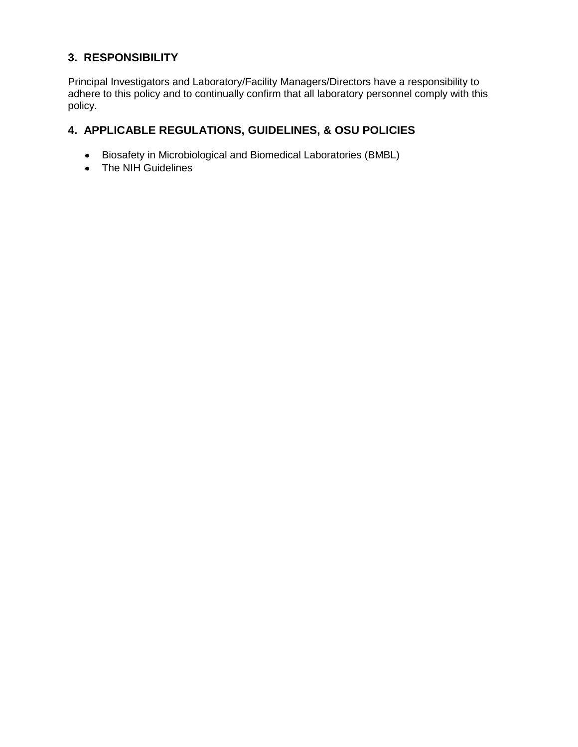## 3. RESPONSIBILITY

Principal Investigators and Laboratory/Facility Managers/Directors have a responsibility to adhere to this policy and to continually confirm that all laboratory personnel comply with this policy.

## 4. APPLICABLE REGULATIONS, GUIDELINES, & OSU POLICIES

- Biosafety in Microbiological and Biomedical Laboratories (BMBL)
- The NIH Guidelines